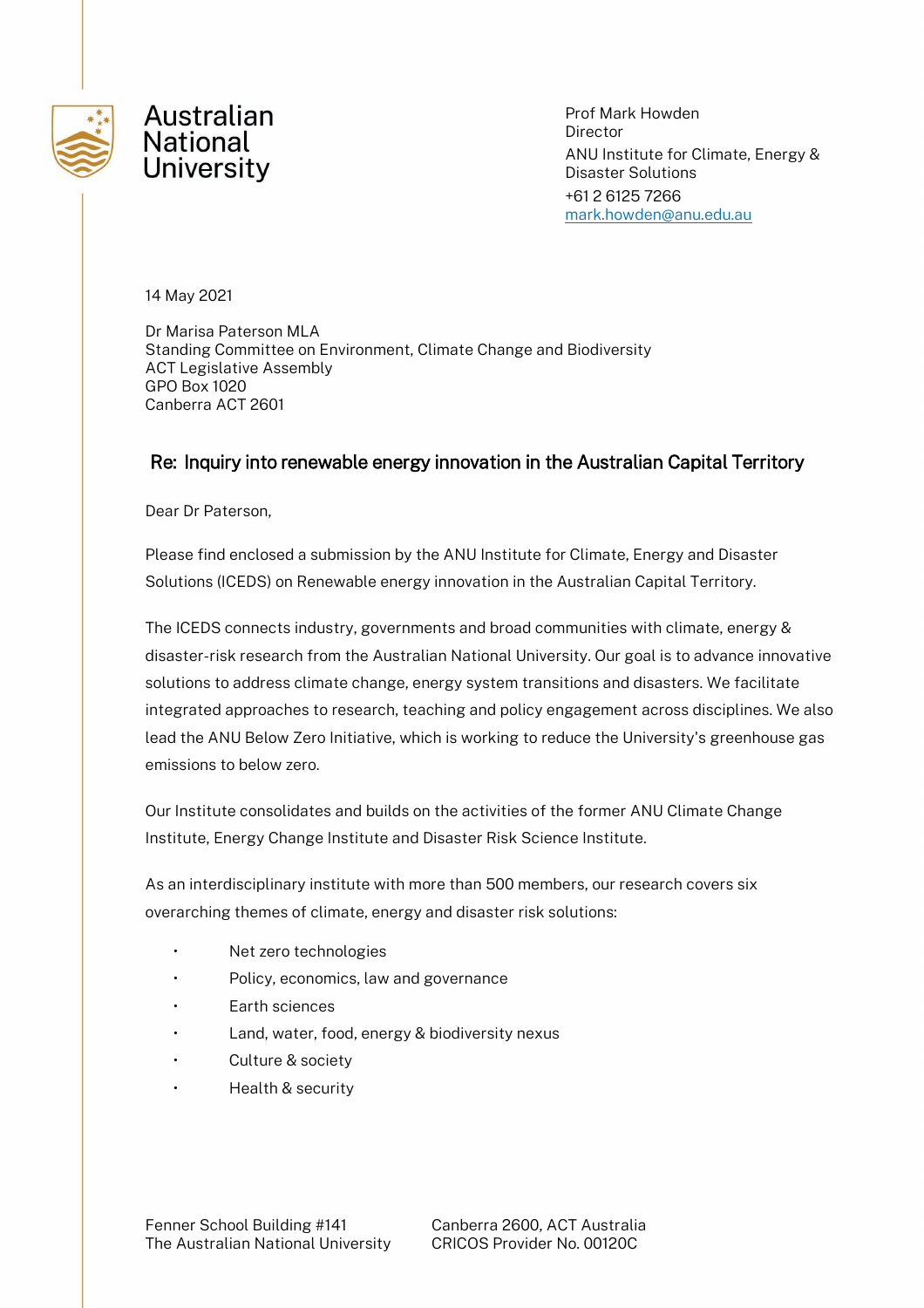Australian National University

Prof Mark Howden
Director
ANU Institute for Climate, Energy & Disaster Solutions
+61 2 6125 7266
mark.howden@anu.edu.au

14 May 2021

Dr Marisa Paterson MLA
Standing Committee on Environment, Climate Change and Biodiversity
ACT Legislative Assembly
GPO Box 1020
Canberra ACT 2601

## Re: Inquiry into renewable energy innovation in the Australian Capital Territory

Dear Dr Paterson,

Please find enclosed a submission by the ANU Institute for Climate, Energy and Disaster Solutions (ICEDS) on Renewable energy innovation in the Australian Capital Territory.

The ICEDS connects industry, governments and broad communities with climate, energy & disaster-risk research from the Australian National University. Our goal is to advance innovative solutions to address climate change, energy system transitions and disasters. We facilitate integrated approaches to research, teaching and policy engagement across disciplines. We also lead the ANU Below Zero Initiative, which is working to reduce the University's greenhouse gas emissions to below zero.

Our Institute consolidates and builds on the activities of the former ANU Climate Change Institute, Energy Change Institute and Disaster Risk Science Institute.

As an interdisciplinary institute with more than 500 members, our research covers six overarching themes of climate, energy and disaster risk solutions:

- Net zero technologies
- Policy, economics, law and governance
- Earth sciences
- Land, water, food, energy & biodiversity nexus
- Culture & society
- Health & security

Fenner School Building #141
The Australian National University
Canberra 2600, ACT Australia
CRICOS Provider No. 00120C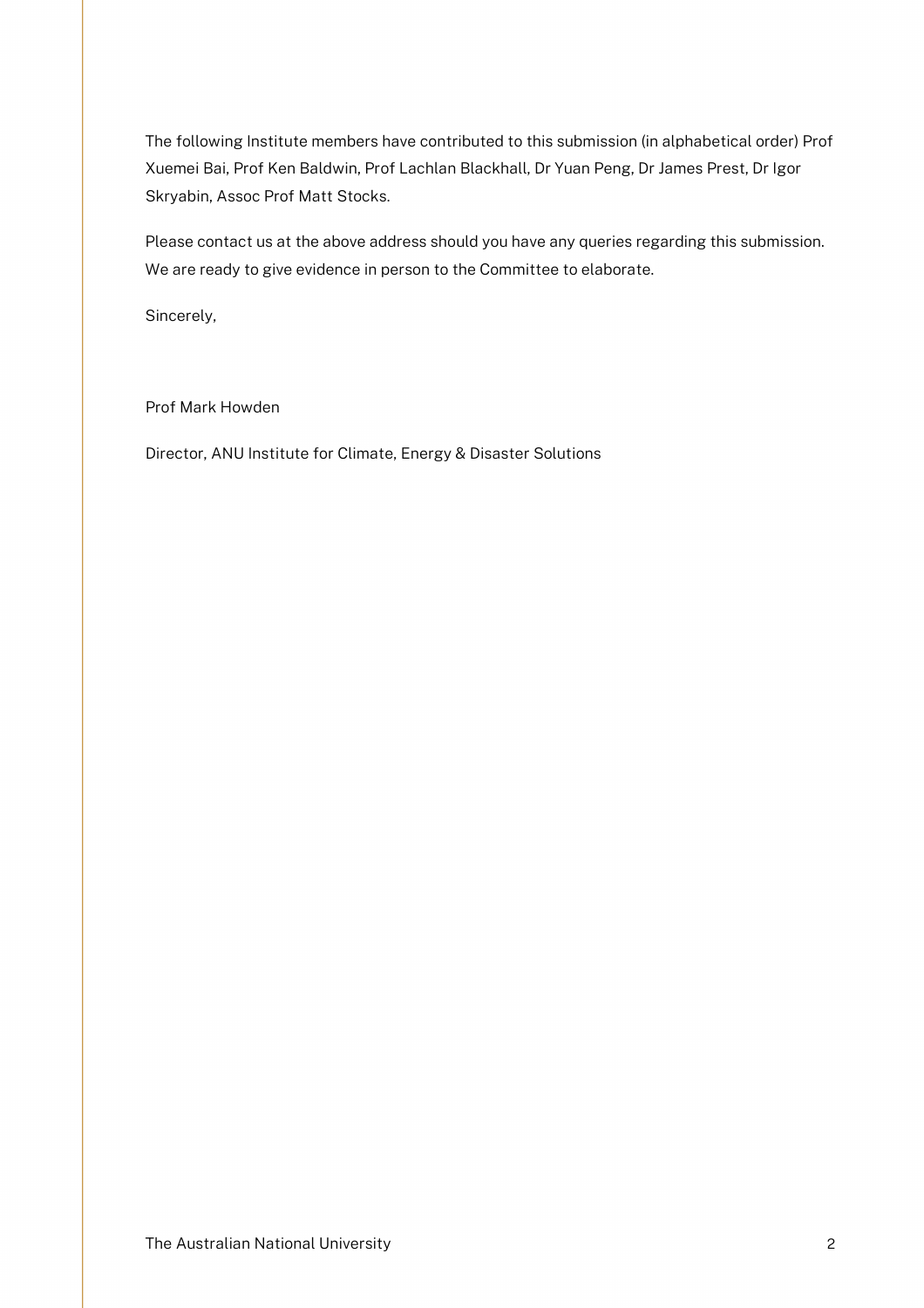The following Institute members have contributed to this submission (in alphabetical order) Prof Xuemei Bai, Prof Ken Baldwin, Prof Lachlan Blackhall, Dr Yuan Peng, Dr James Prest, Dr Igor Skryabin, Assoc Prof Matt Stocks.

Please contact us at the above address should you have any queries regarding this submission. We are ready to give evidence in person to the Committee to elaborate.

Sincerely,

Prof Mark Howden

Director, ANU Institute for Climate, Energy & Disaster Solutions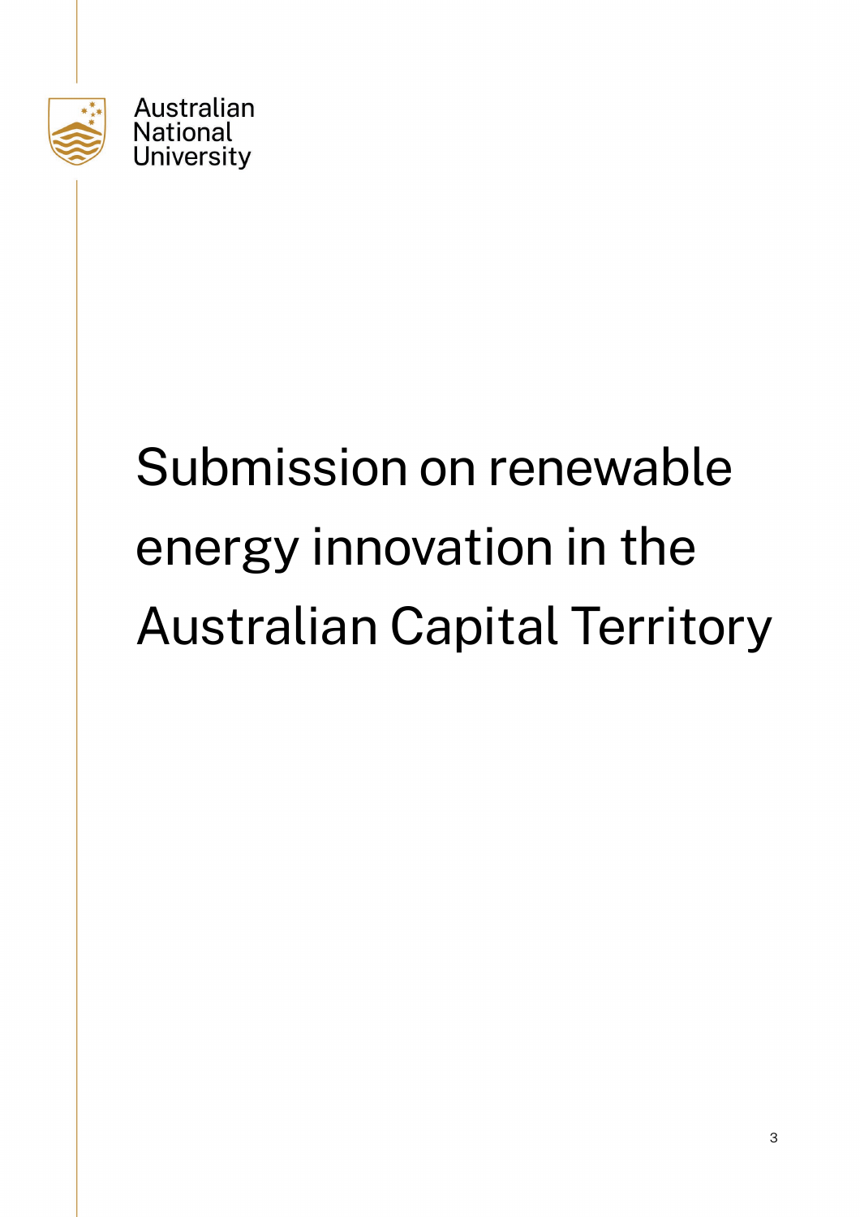Australian
National
University

# Submission on renewable energy innovation in the Australian Capital Territory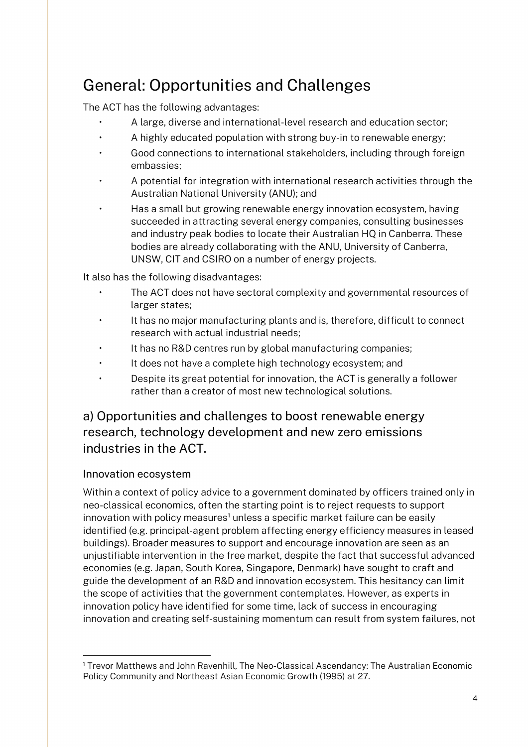# General: Opportunities and Challenges

The ACT has the following advantages:

- A large, diverse and international-level research and education sector;
- A highly educated population with strong buy-in to renewable energy;
- Good connections to international stakeholders, including through foreign embassies;
- A potential for integration with international research activities through the Australian National University (ANU); and
- Has a small but growing renewable energy innovation ecosystem, having succeeded in attracting several energy companies, consulting businesses and industry peak bodies to locate their Australian HQ in Canberra. These bodies are already collaborating with the ANU, University of Canberra, UNSW, CIT and CSIRO on a number of energy projects.

It also has the following disadvantages:

- The ACT does not have sectoral complexity and governmental resources of larger states;
- It has no major manufacturing plants and is, therefore, difficult to connect research with actual industrial needs;
- It has no R&D centres run by global manufacturing companies;
- It does not have a complete high technology ecosystem; and
- Despite its great potential for innovation, the ACT is generally a follower rather than a creator of most new technological solutions.

## a) Opportunities and challenges to boost renewable energy research, technology development and new zero emissions industries in the ACT.

### Innovation ecosystem

Within a context of policy advice to a government dominated by officers trained only in neo-classical economics, often the starting point is to reject requests to support innovation with policy measures[1] unless a specific market failure can be easily identified (e.g. principal-agent problem affecting energy efficiency measures in leased buildings). Broader measures to support and encourage innovation are seen as an unjustifiable intervention in the free market, despite the fact that successful advanced economies (e.g. Japan, South Korea, Singapore, Denmark) have sought to craft and guide the development of an R&D and innovation ecosystem. This hesitancy can limit the scope of activities that the government contemplates. However, as experts in innovation policy have identified for some time, lack of success in encouraging innovation and creating self-sustaining momentum can result from system failures, not

[1] Trevor Matthews and John Ravenhill, The Neo-Classical Ascendancy: The Australian Economic Policy Community and Northeast Asian Economic Growth (1995) at 27.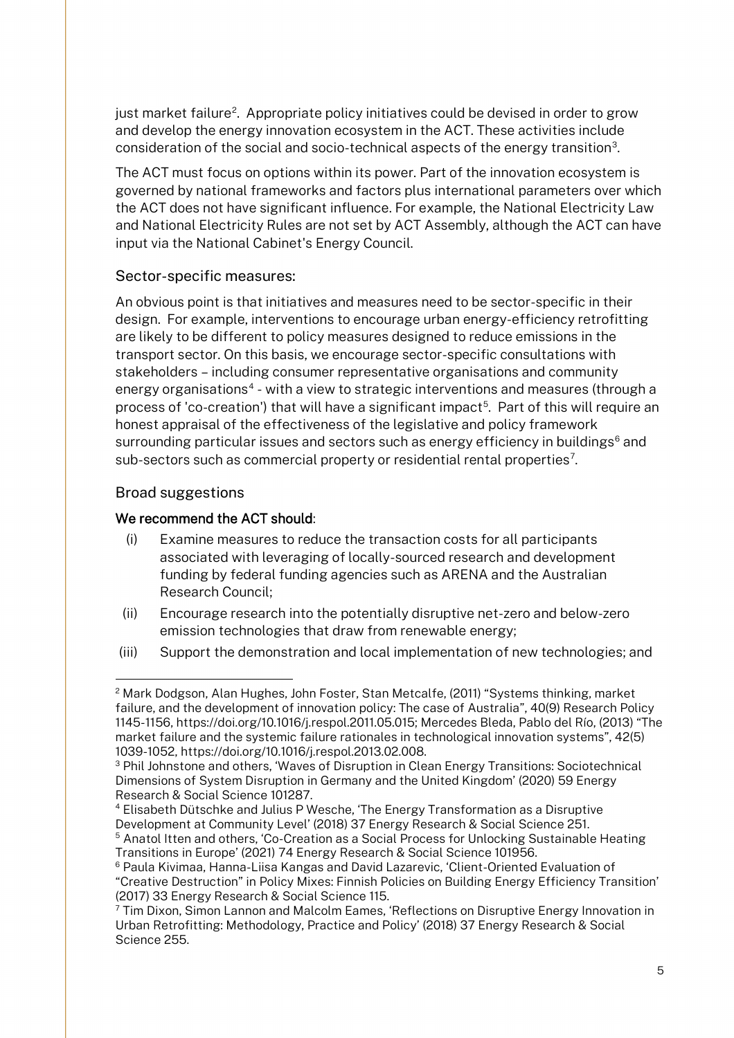just market failure[2]. Appropriate policy initiatives could be devised in order to grow and develop the energy innovation ecosystem in the ACT. These activities include consideration of the social and socio-technical aspects of the energy transition[3].

The ACT must focus on options within its power. Part of the innovation ecosystem is governed by national frameworks and factors plus international parameters over which the ACT does not have significant influence. For example, the National Electricity Law and National Electricity Rules are not set by ACT Assembly, although the ACT can have input via the National Cabinet's Energy Council.

### Sector-specific measures:

An obvious point is that initiatives and measures need to be sector-specific in their design. For example, interventions to encourage urban energy-efficiency retrofitting are likely to be different to policy measures designed to reduce emissions in the transport sector. On this basis, we encourage sector-specific consultations with stakeholders – including consumer representative organisations and community energy organisations[4] - with a view to strategic interventions and measures (through a process of 'co-creation') that will have a significant impact[5]. Part of this will require an honest appraisal of the effectiveness of the legislative and policy framework surrounding particular issues and sectors such as energy efficiency in buildings[6] and sub-sectors such as commercial property or residential rental properties[7].

### Broad suggestions

**We recommend the ACT should**:

(i) Examine measures to reduce the transaction costs for all participants associated with leveraging of locally-sourced research and development funding by federal funding agencies such as ARENA and the Australian Research Council;

(ii) Encourage research into the potentially disruptive net-zero and below-zero emission technologies that draw from renewable energy;

(iii) Support the demonstration and local implementation of new technologies; and

---

[2] Mark Dodgson, Alan Hughes, John Foster, Stan Metcalfe, (2011) "Systems thinking, market failure, and the development of innovation policy: The case of Australia", 40(9) Research Policy 1145-1156, https://doi.org/10.1016/j.respol.2011.05.015; Mercedes Bleda, Pablo del Río, (2013) "The market failure and the systemic failure rationales in technological innovation systems", 42(5) 1039-1052, https://doi.org/10.1016/j.respol.2013.02.008.

[3] Phil Johnstone and others, 'Waves of Disruption in Clean Energy Transitions: Sociotechnical Dimensions of System Disruption in Germany and the United Kingdom' (2020) 59 Energy Research & Social Science 101287.

[4] Elisabeth Dütschke and Julius P Wesche, 'The Energy Transformation as a Disruptive Development at Community Level' (2018) 37 Energy Research & Social Science 251.

[5] Anatol Itten and others, 'Co-Creation as a Social Process for Unlocking Sustainable Heating Transitions in Europe' (2021) 74 Energy Research & Social Science 101956.

[6] Paula Kivimaa, Hanna-Liisa Kangas and David Lazarevic, 'Client-Oriented Evaluation of "Creative Destruction" in Policy Mixes: Finnish Policies on Building Energy Efficiency Transition' (2017) 33 Energy Research & Social Science 115.

[7] Tim Dixon, Simon Lannon and Malcolm Eames, 'Reflections on Disruptive Energy Innovation in Urban Retrofitting: Methodology, Practice and Policy' (2018) 37 Energy Research & Social Science 255.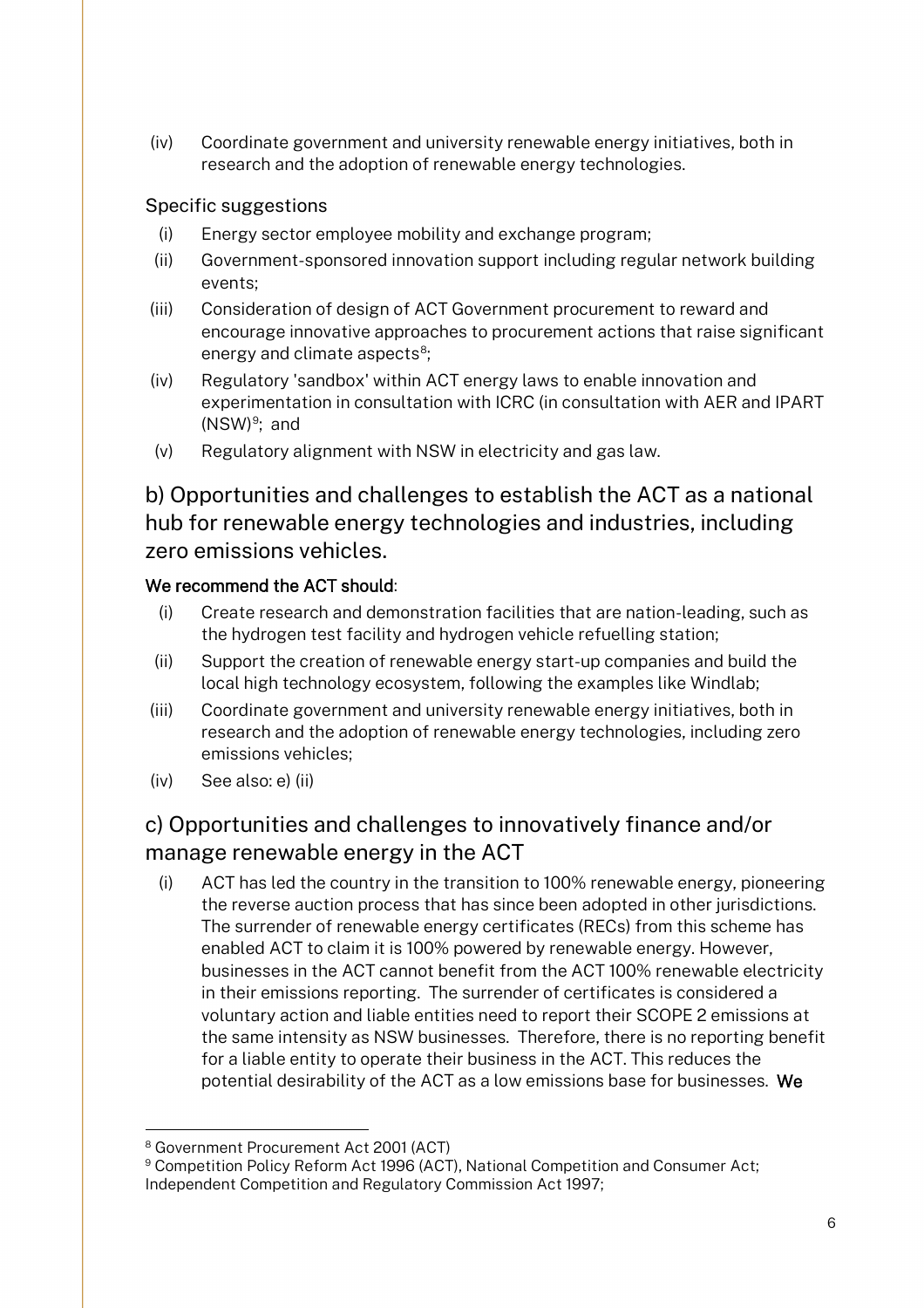(iv) Coordinate government and university renewable energy initiatives, both in research and the adoption of renewable energy technologies.

Specific suggestions

(i) Energy sector employee mobility and exchange program;

(ii) Government-sponsored innovation support including regular network building events;

(iii) Consideration of design of ACT Government procurement to reward and encourage innovative approaches to procurement actions that raise significant energy and climate aspects[8];

(iv) Regulatory 'sandbox' within ACT energy laws to enable innovation and experimentation in consultation with ICRC (in consultation with AER and IPART (NSW)[9]; and

(v) Regulatory alignment with NSW in electricity and gas law.

## b) Opportunities and challenges to establish the ACT as a national hub for renewable energy technologies and industries, including zero emissions vehicles.

**We recommend the ACT should**:

(i) Create research and demonstration facilities that are nation-leading, such as the hydrogen test facility and hydrogen vehicle refuelling station;

(ii) Support the creation of renewable energy start-up companies and build the local high technology ecosystem, following the examples like Windlab;

(iii) Coordinate government and university renewable energy initiatives, both in research and the adoption of renewable energy technologies, including zero emissions vehicles;

(iv) See also: e) (ii)

## c) Opportunities and challenges to innovatively finance and/or manage renewable energy in the ACT

(i) ACT has led the country in the transition to 100% renewable energy, pioneering the reverse auction process that has since been adopted in other jurisdictions. The surrender of renewable energy certificates (RECs) from this scheme has enabled ACT to claim it is 100% powered by renewable energy. However, businesses in the ACT cannot benefit from the ACT 100% renewable electricity in their emissions reporting. The surrender of certificates is considered a voluntary action and liable entities need to report their SCOPE 2 emissions at the same intensity as NSW businesses. Therefore, there is no reporting benefit for a liable entity to operate their business in the ACT. This reduces the potential desirability of the ACT as a low emissions base for businesses. **We**

---

[8] Government Procurement Act 2001 (ACT)

[9] Competition Policy Reform Act 1996 (ACT), National Competition and Consumer Act; Independent Competition and Regulatory Commission Act 1997;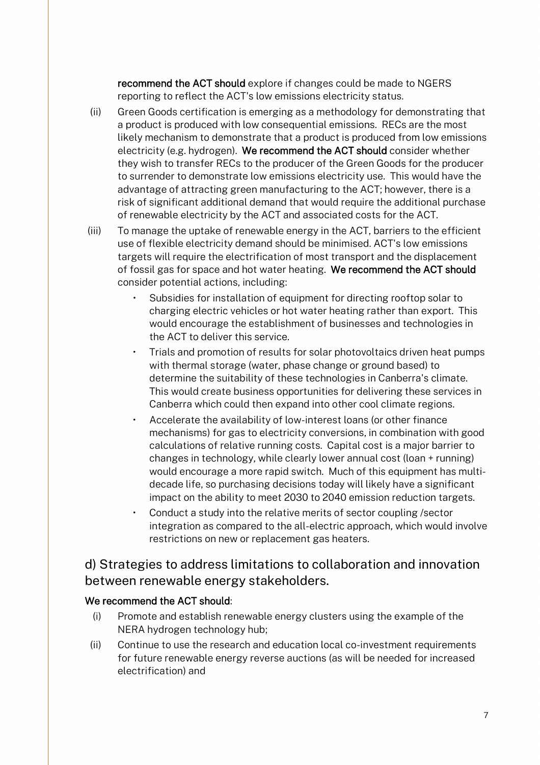**recommend the ACT should** explore if changes could be made to NGERS reporting to reflect the ACT's low emissions electricity status.

(ii) Green Goods certification is emerging as a methodology for demonstrating that a product is produced with low consequential emissions. RECs are the most likely mechanism to demonstrate that a product is produced from low emissions electricity (e.g. hydrogen). **We recommend the ACT should** consider whether they wish to transfer RECs to the producer of the Green Goods for the producer to surrender to demonstrate low emissions electricity use. This would have the advantage of attracting green manufacturing to the ACT; however, there is a risk of significant additional demand that would require the additional purchase of renewable electricity by the ACT and associated costs for the ACT.

(iii) To manage the uptake of renewable energy in the ACT, barriers to the efficient use of flexible electricity demand should be minimised. ACT's low emissions targets will require the electrification of most transport and the displacement of fossil gas for space and hot water heating. **We recommend the ACT should** consider potential actions, including:

- Subsidies for installation of equipment for directing rooftop solar to charging electric vehicles or hot water heating rather than export. This would encourage the establishment of businesses and technologies in the ACT to deliver this service.
- Trials and promotion of results for solar photovoltaics driven heat pumps with thermal storage (water, phase change or ground based) to determine the suitability of these technologies in Canberra's climate. This would create business opportunities for delivering these services in Canberra which could then expand into other cool climate regions.
- Accelerate the availability of low-interest loans (or other finance mechanisms) for gas to electricity conversions, in combination with good calculations of relative running costs. Capital cost is a major barrier to changes in technology, while clearly lower annual cost (loan + running) would encourage a more rapid switch. Much of this equipment has multi-decade life, so purchasing decisions today will likely have a significant impact on the ability to meet 2030 to 2040 emission reduction targets.
- Conduct a study into the relative merits of sector coupling /sector integration as compared to the all-electric approach, which would involve restrictions on new or replacement gas heaters.

## d) Strategies to address limitations to collaboration and innovation between renewable energy stakeholders.

**We recommend the ACT should**:

(i) Promote and establish renewable energy clusters using the example of the NERA hydrogen technology hub;

(ii) Continue to use the research and education local co-investment requirements for future renewable energy reverse auctions (as will be needed for increased electrification) and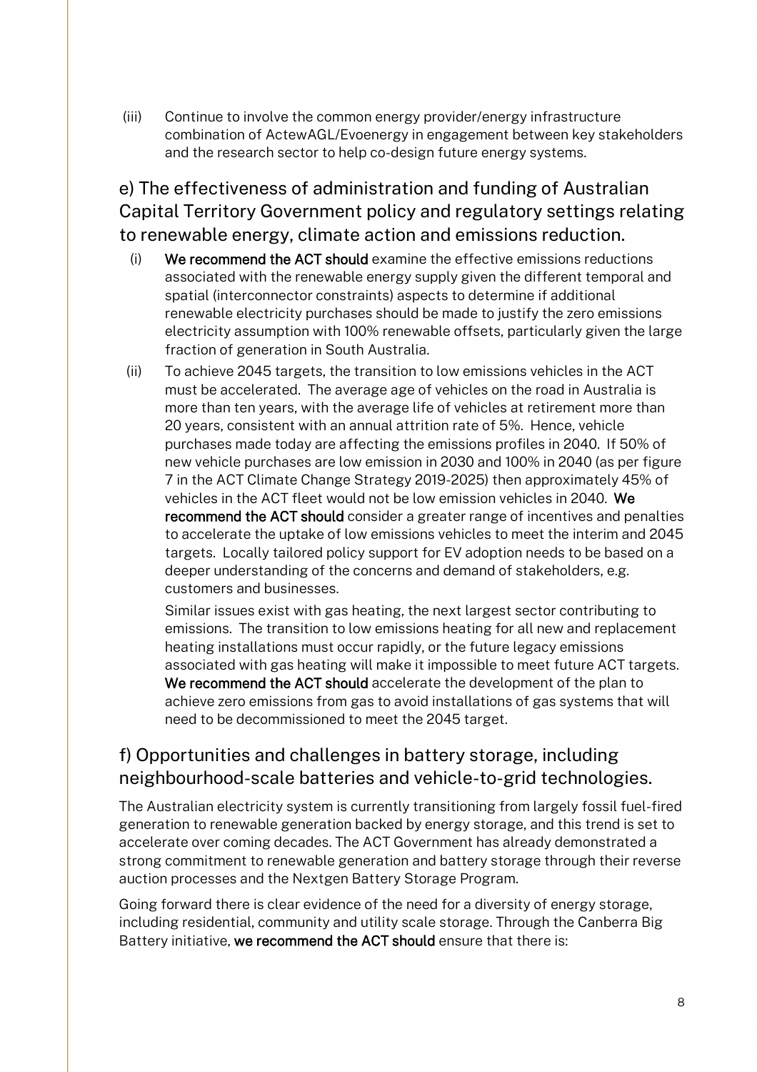(iii) Continue to involve the common energy provider/energy infrastructure combination of ActewAGL/Evoenergy in engagement between key stakeholders and the research sector to help co-design future energy systems.

## e) The effectiveness of administration and funding of Australian Capital Territory Government policy and regulatory settings relating to renewable energy, climate action and emissions reduction.

(i) **We recommend the ACT should** examine the effective emissions reductions associated with the renewable energy supply given the different temporal and spatial (interconnector constraints) aspects to determine if additional renewable electricity purchases should be made to justify the zero emissions electricity assumption with 100% renewable offsets, particularly given the large fraction of generation in South Australia.

(ii) To achieve 2045 targets, the transition to low emissions vehicles in the ACT must be accelerated. The average age of vehicles on the road in Australia is more than ten years, with the average life of vehicles at retirement more than 20 years, consistent with an annual attrition rate of 5%. Hence, vehicle purchases made today are affecting the emissions profiles in 2040. If 50% of new vehicle purchases are low emission in 2030 and 100% in 2040 (as per figure 7 in the ACT Climate Change Strategy 2019-2025) then approximately 45% of vehicles in the ACT fleet would not be low emission vehicles in 2040. **We recommend the ACT should** consider a greater range of incentives and penalties to accelerate the uptake of low emissions vehicles to meet the interim and 2045 targets. Locally tailored policy support for EV adoption needs to be based on a deeper understanding of the concerns and demand of stakeholders, e.g. customers and businesses.

Similar issues exist with gas heating, the next largest sector contributing to emissions. The transition to low emissions heating for all new and replacement heating installations must occur rapidly, or the future legacy emissions associated with gas heating will make it impossible to meet future ACT targets. **We recommend the ACT should** accelerate the development of the plan to achieve zero emissions from gas to avoid installations of gas systems that will need to be decommissioned to meet the 2045 target.

## f) Opportunities and challenges in battery storage, including neighbourhood-scale batteries and vehicle-to-grid technologies.

The Australian electricity system is currently transitioning from largely fossil fuel-fired generation to renewable generation backed by energy storage, and this trend is set to accelerate over coming decades. The ACT Government has already demonstrated a strong commitment to renewable generation and battery storage through their reverse auction processes and the Nextgen Battery Storage Program.

Going forward there is clear evidence of the need for a diversity of energy storage, including residential, community and utility scale storage. Through the Canberra Big Battery initiative, **we recommend the ACT should** ensure that there is: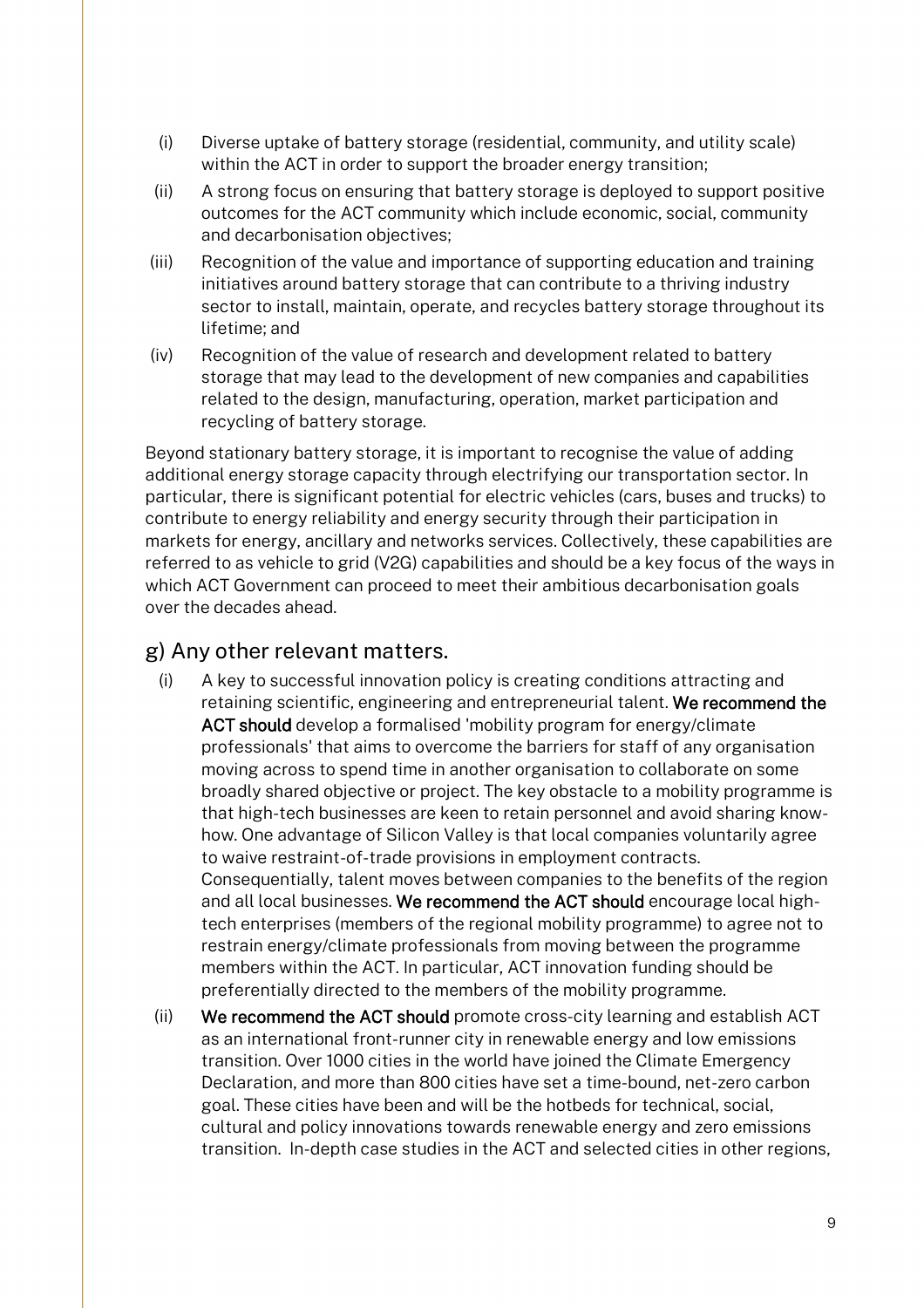(i) Diverse uptake of battery storage (residential, community, and utility scale) within the ACT in order to support the broader energy transition;

(ii) A strong focus on ensuring that battery storage is deployed to support positive outcomes for the ACT community which include economic, social, community and decarbonisation objectives;

(iii) Recognition of the value and importance of supporting education and training initiatives around battery storage that can contribute to a thriving industry sector to install, maintain, operate, and recycles battery storage throughout its lifetime; and

(iv) Recognition of the value of research and development related to battery storage that may lead to the development of new companies and capabilities related to the design, manufacturing, operation, market participation and recycling of battery storage.

Beyond stationary battery storage, it is important to recognise the value of adding additional energy storage capacity through electrifying our transportation sector. In particular, there is significant potential for electric vehicles (cars, buses and trucks) to contribute to energy reliability and energy security through their participation in markets for energy, ancillary and networks services. Collectively, these capabilities are referred to as vehicle to grid (V2G) capabilities and should be a key focus of the ways in which ACT Government can proceed to meet their ambitious decarbonisation goals over the decades ahead.

## g) Any other relevant matters.

(i) A key to successful innovation policy is creating conditions attracting and retaining scientific, engineering and entrepreneurial talent. **We recommend the ACT should** develop a formalised 'mobility program for energy/climate professionals' that aims to overcome the barriers for staff of any organisation moving across to spend time in another organisation to collaborate on some broadly shared objective or project. The key obstacle to a mobility programme is that high-tech businesses are keen to retain personnel and avoid sharing know-how. One advantage of Silicon Valley is that local companies voluntarily agree to waive restraint-of-trade provisions in employment contracts. Consequentially, talent moves between companies to the benefits of the region and all local businesses. **We recommend the ACT should** encourage local high-tech enterprises (members of the regional mobility programme) to agree not to restrain energy/climate professionals from moving between the programme members within the ACT. In particular, ACT innovation funding should be preferentially directed to the members of the mobility programme.

(ii) **We recommend the ACT should** promote cross-city learning and establish ACT as an international front-runner city in renewable energy and low emissions transition. Over 1000 cities in the world have joined the Climate Emergency Declaration, and more than 800 cities have set a time-bound, net-zero carbon goal. These cities have been and will be the hotbeds for technical, social, cultural and policy innovations towards renewable energy and zero emissions transition. In-depth case studies in the ACT and selected cities in other regions,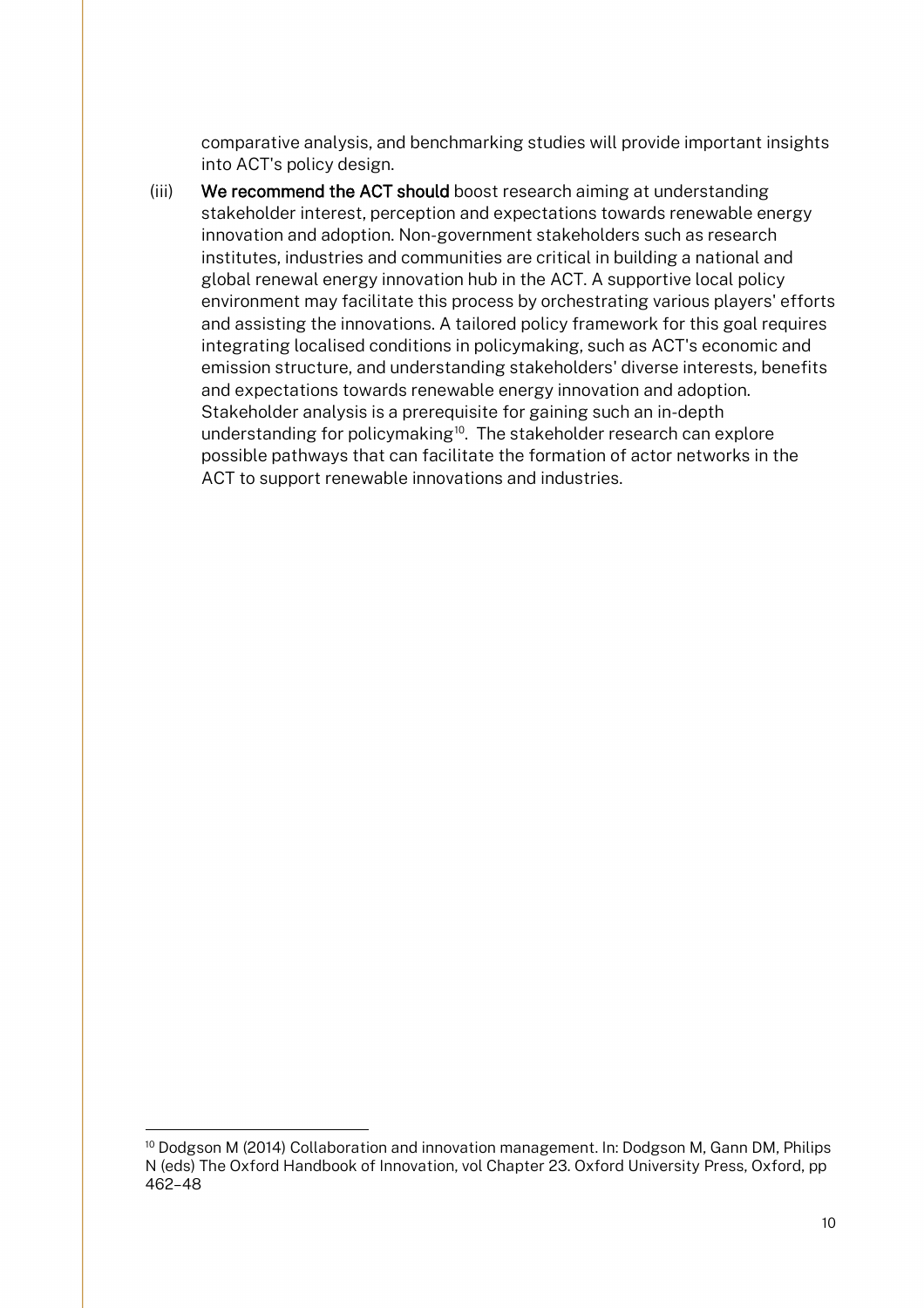comparative analysis, and benchmarking studies will provide important insights into ACT's policy design.

(iii) **We recommend the ACT should** boost research aiming at understanding stakeholder interest, perception and expectations towards renewable energy innovation and adoption. Non-government stakeholders such as research institutes, industries and communities are critical in building a national and global renewal energy innovation hub in the ACT. A supportive local policy environment may facilitate this process by orchestrating various players' efforts and assisting the innovations. A tailored policy framework for this goal requires integrating localised conditions in policymaking, such as ACT's economic and emission structure, and understanding stakeholders' diverse interests, benefits and expectations towards renewable energy innovation and adoption. Stakeholder analysis is a prerequisite for gaining such an in-depth understanding for policymaking[10]. The stakeholder research can explore possible pathways that can facilitate the formation of actor networks in the ACT to support renewable innovations and industries.

---

[10] Dodgson M (2014) Collaboration and innovation management. In: Dodgson M, Gann DM, Philips N (eds) The Oxford Handbook of Innovation, vol Chapter 23. Oxford University Press, Oxford, pp 462–48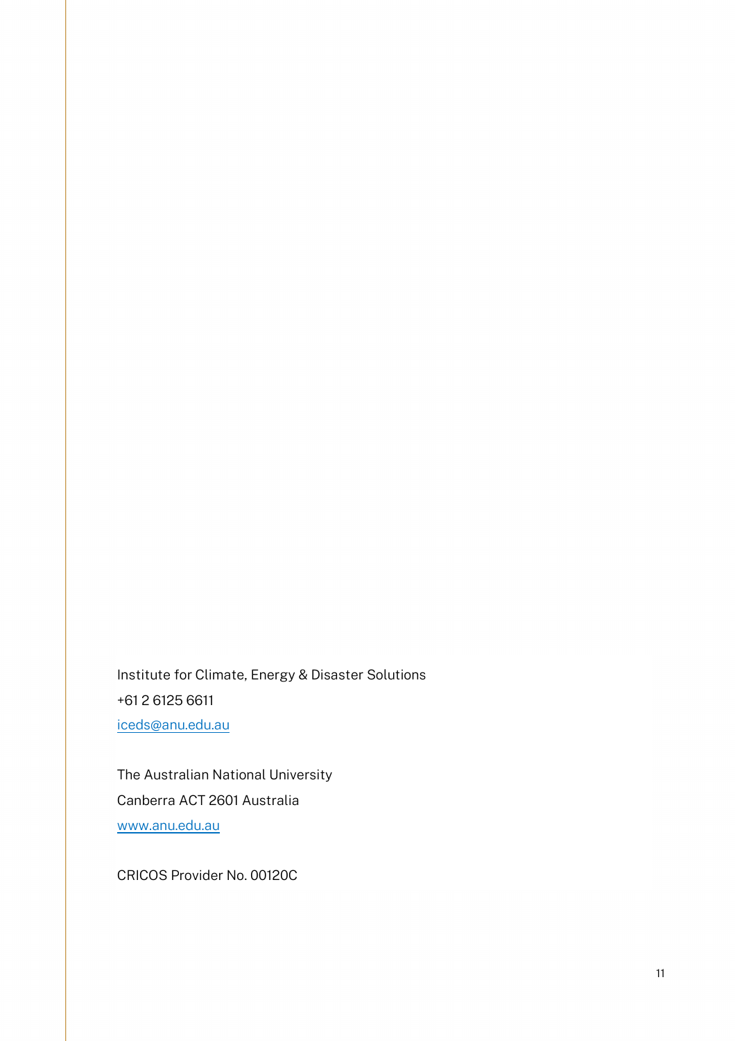Institute for Climate, Energy & Disaster Solutions
+61 2 6125 6611
[iceds@anu.edu.au](mailto:iceds@anu.edu.au)

The Australian National University
Canberra ACT 2601 Australia
[www.anu.edu.au](http://www.anu.edu.au)

CRICOS Provider No. 00120C